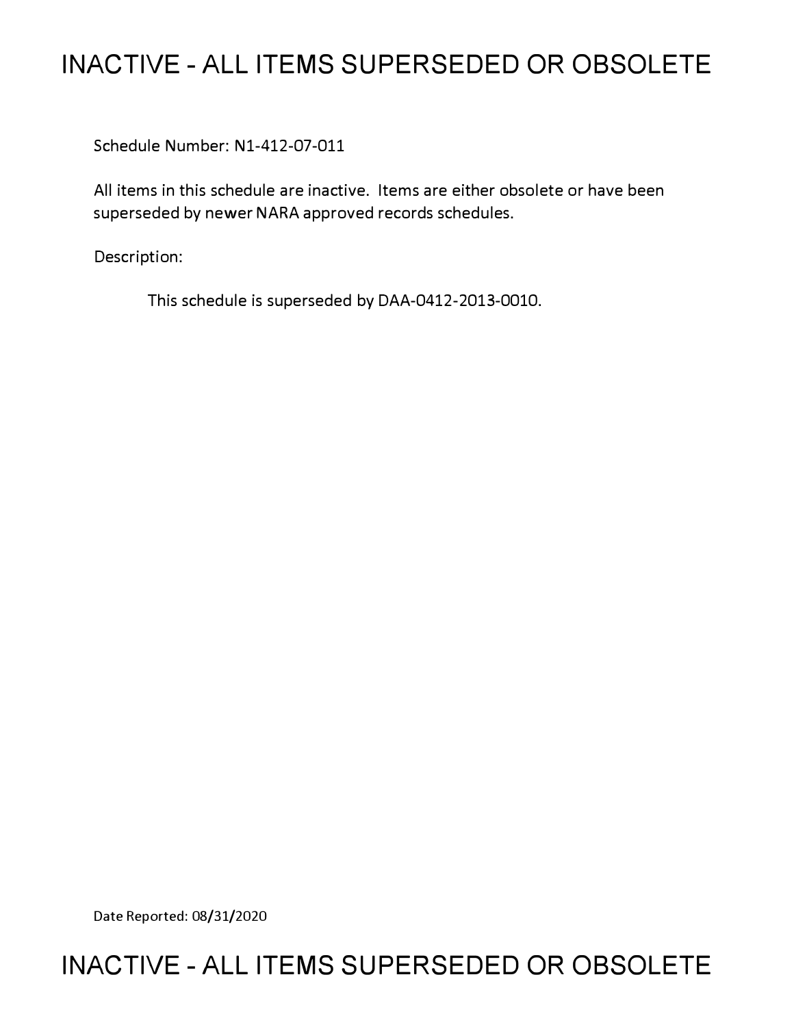# INACTIVE - ALL ITEMS SUPERSEDED OR OBSOLETE

Schedule Number: N1-412-07-011

All items in this schedule are inactive. Items are either obsolete or have been superseded by newer NARA approved records schedules.

Description:

This schedule is superseded by DAA-0412-2013-0010.

Date Reported: 08/31/2020

# INACTIVE - ALL ITEMS SUPERSEDED OR OBSOLETE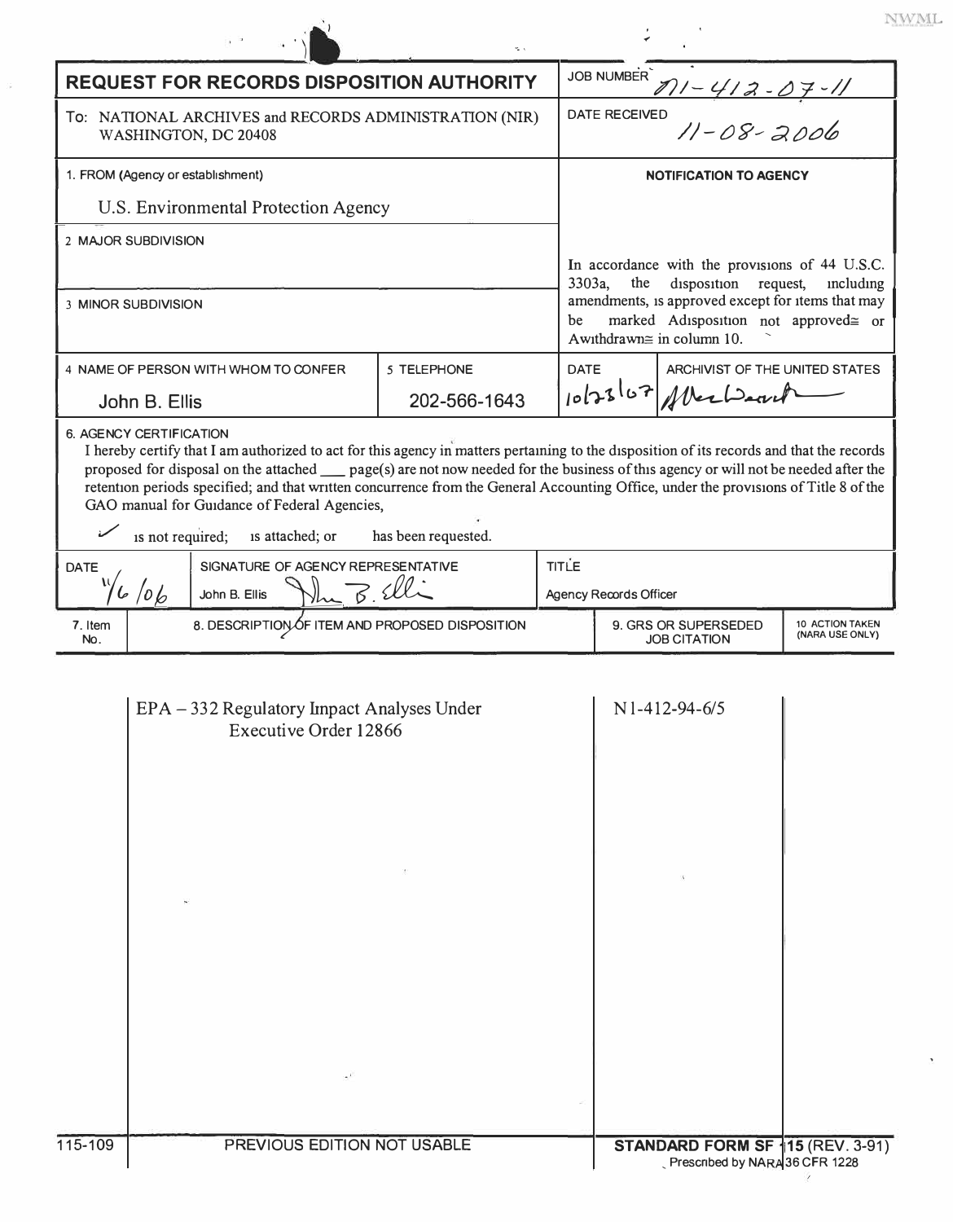# REQUEST FOR RECORDS DISPOSITION AUTHORITY

| | |
|---|---|
| **REQUEST FOR RECORDS DISPOSITION AUTHORITY** | JOB NUMBER N1-412-07-11 |
| To: NATIONAL ARCHIVES and RECORDS ADMINISTRATION (NIR) WASHINGTON, DC 20408 | DATE RECEIVED 11-08-2006 |
| 1. FROM (Agency or establishment) U.S. Environmental Protection Agency | **NOTIFICATION TO AGENCY** |
| 2 MAJOR SUBDIVISION | In accordance with the provisions of 44 U.S.C. 3303a, the disposition request, including amendments, is approved except for items that may be marked Adisposition not approved≅ or Awithdrawn≅ in column 10. |
| 3 MINOR SUBDIVISION | |

| 4 NAME OF PERSON WITH WHOM TO CONFER | 5 TELEPHONE | DATE | ARCHIVIST OF THE UNITED STATES |
|---|---|---|---|
| John B. Ellis | 202-566-1643 | 10/23/07 | Allen Weinstein |

**6. AGENCY CERTIFICATION**

I hereby certify that I am authorized to act for this agency in matters pertaining to the disposition of its records and that the records proposed for disposal on the attached ___ page(s) are not now needed for the business of this agency or will not be needed after the retention periods specified; and that written concurrence from the General Accounting Office, under the provisions of Title 8 of the GAO manual for Guidance of Federal Agencies,

✓ is not required; is attached; or has been requested.

| DATE | SIGNATURE OF AGENCY REPRESENTATIVE | TITLE |
|---|---|---|
| 11/6/06 | John B. Ellis | Agency Records Officer |

| 7. Item No. | 8. DESCRIPTION OF ITEM AND PROPOSED DISPOSITION | 9. GRS OR SUPERSEDED JOB CITATION | 10 ACTION TAKEN (NARA USE ONLY) |
|---|---|---|---|
| | EPA – 332 Regulatory Impact Analyses Under Executive Order 12866 | N1-412-94-6/5 | |

115-109 PREVIOUS EDITION NOT USABLE **STANDARD FORM SF 115** (REV. 3-91) Prescribed by NARA 36 CFR 1228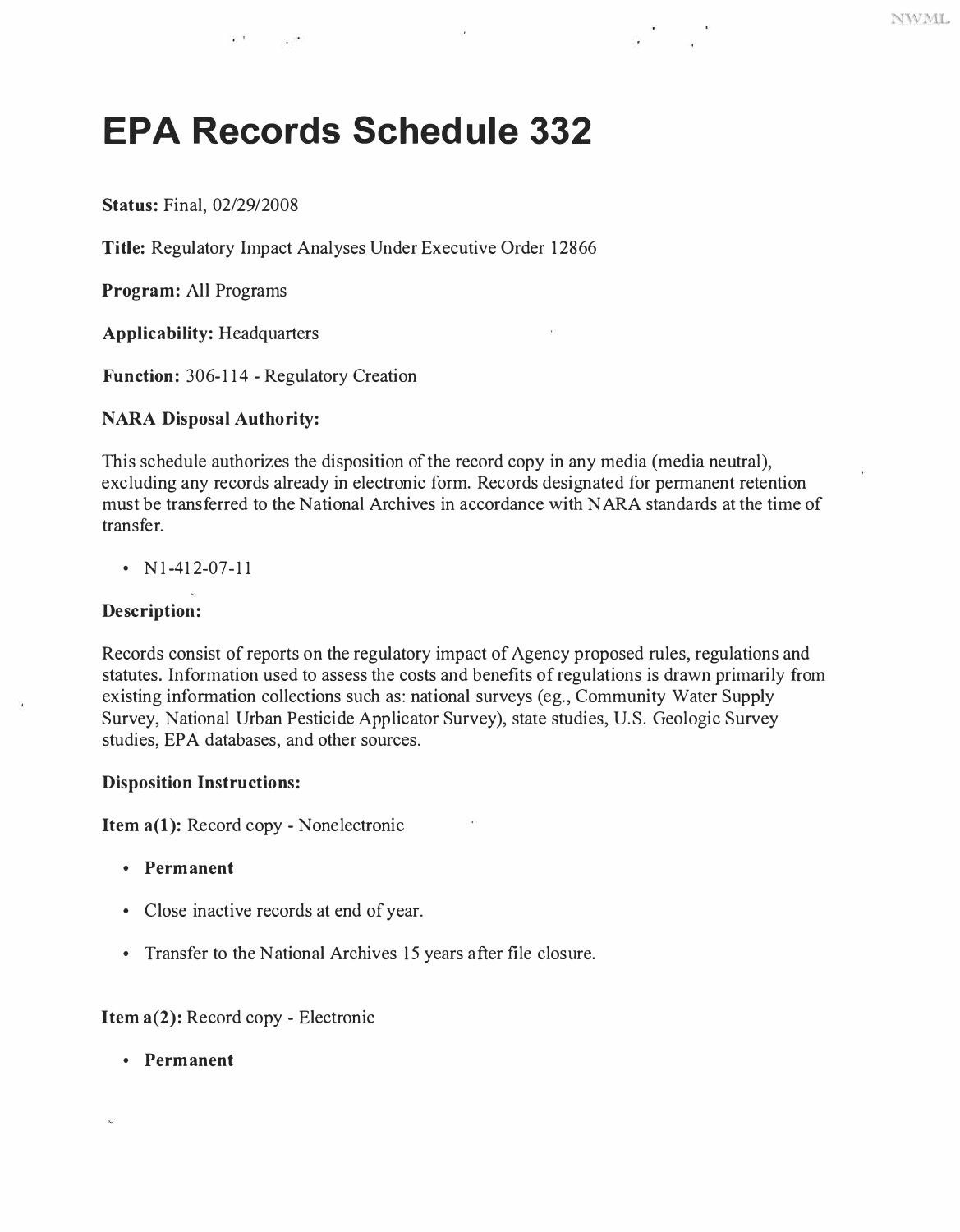# EPA Records Schedule 332

**Status:** Final, 02/29/2008

**Title:** Regulatory Impact Analyses Under Executive Order 12866

**Program:** All Programs

**Applicability:** Headquarters

**Function:** 306-114 - Regulatory Creation

**NARA Disposal Authority:**

This schedule authorizes the disposition of the record copy in any media (media neutral), excluding any records already in electronic form. Records designated for permanent retention must be transferred to the National Archives in accordance with NARA standards at the time of transfer.

- N1-412-07-11

**Description:**

Records consist of reports on the regulatory impact of Agency proposed rules, regulations and statutes. Information used to assess the costs and benefits of regulations is drawn primarily from existing information collections such as: national surveys (eg., Community Water Supply Survey, National Urban Pesticide Applicator Survey), state studies, U.S. Geologic Survey studies, EPA databases, and other sources.

**Disposition Instructions:**

**Item a(1):** Record copy - Nonelectronic

- **Permanent**
- Close inactive records at end of year.
- Transfer to the National Archives 15 years after file closure.

**Item a(2):** Record copy - Electronic

- **Permanent**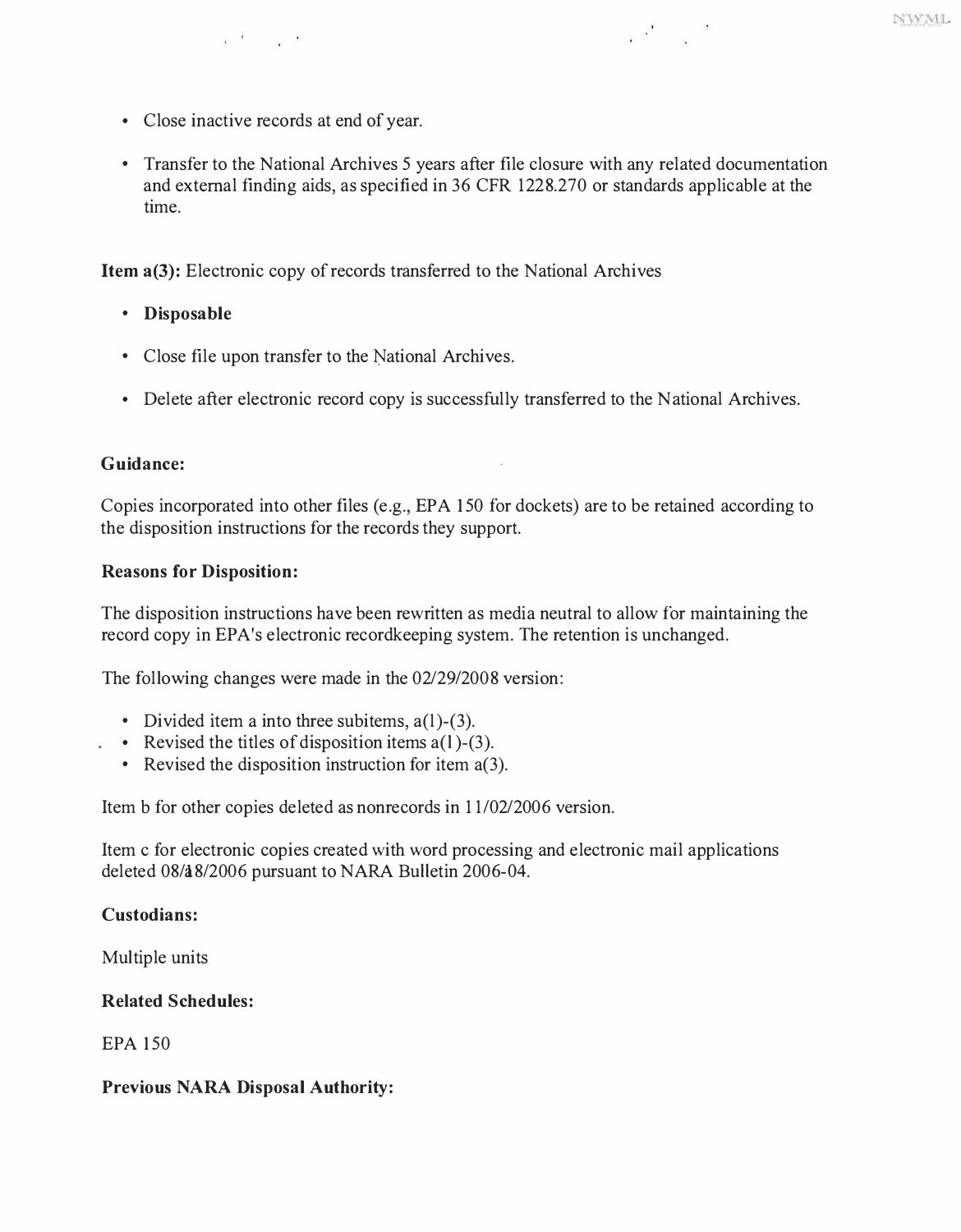- Close inactive records at end of year.
- Transfer to the National Archives 5 years after file closure with any related documentation and external finding aids, as specified in 36 CFR 1228.270 or standards applicable at the time.

**Item a(3):** Electronic copy of records transferred to the National Archives

- **Disposable**
- Close file upon transfer to the National Archives.
- Delete after electronic record copy is successfully transferred to the National Archives.

**Guidance:**

Copies incorporated into other files (e.g., EPA 150 for dockets) are to be retained according to the disposition instructions for the records they support.

**Reasons for Disposition:**

The disposition instructions have been rewritten as media neutral to allow for maintaining the record copy in EPA's electronic recordkeeping system. The retention is unchanged.

The following changes were made in the 02/29/2008 version:

- Divided item a into three subitems, a(1)-(3).
- Revised the titles of disposition items a(1)-(3).
- Revised the disposition instruction for item a(3).

Item b for other copies deleted as nonrecords in 11/02/2006 version.

Item c for electronic copies created with word processing and electronic mail applications deleted 08/18/2006 pursuant to NARA Bulletin 2006-04.

**Custodians:**

Multiple units

**Related Schedules:**

EPA 150

**Previous NARA Disposal Authority:**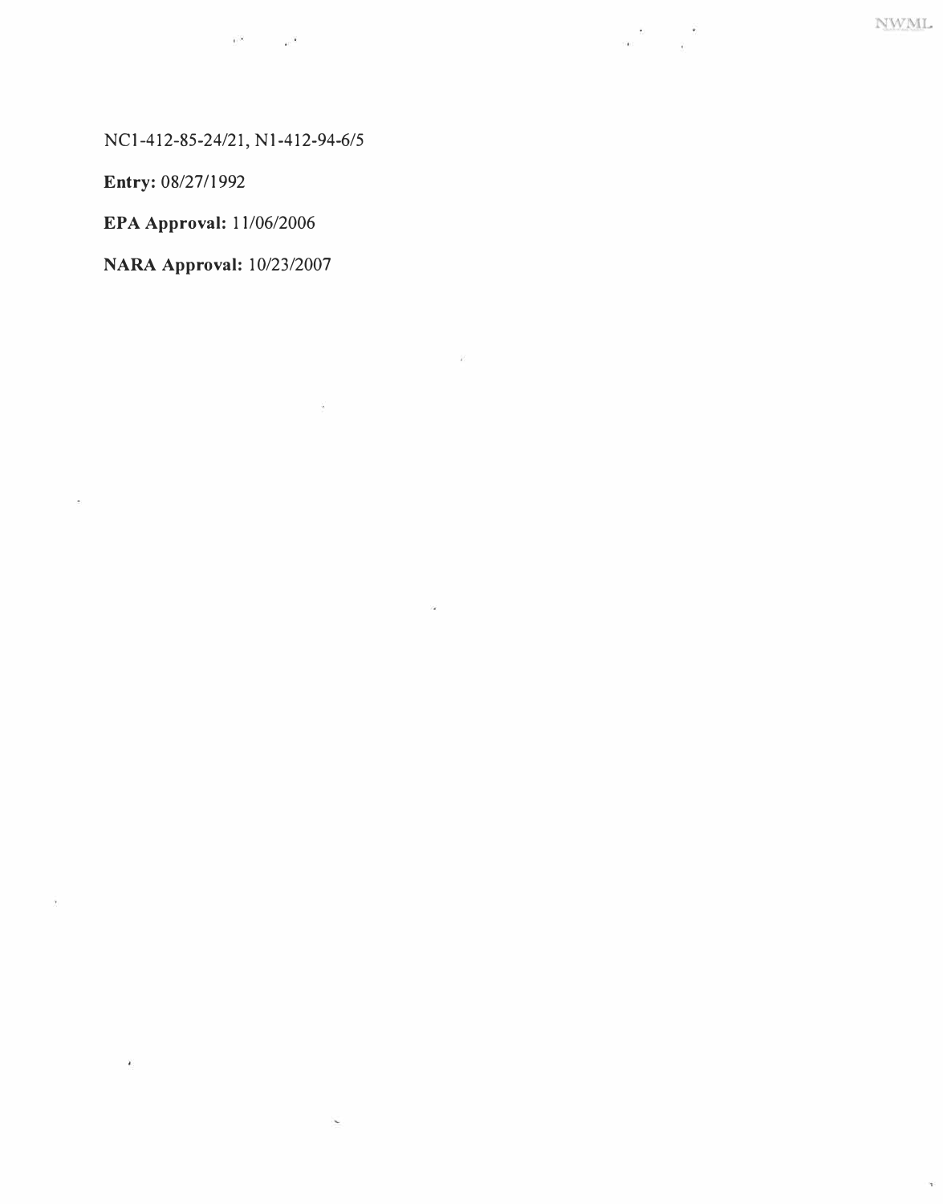NC1-412-85-24/21, N1-412-94-6/5

**Entry:** 08/27/1992

**EPA Approval:** 11/06/2006

**NARA Approval:** 10/23/2007